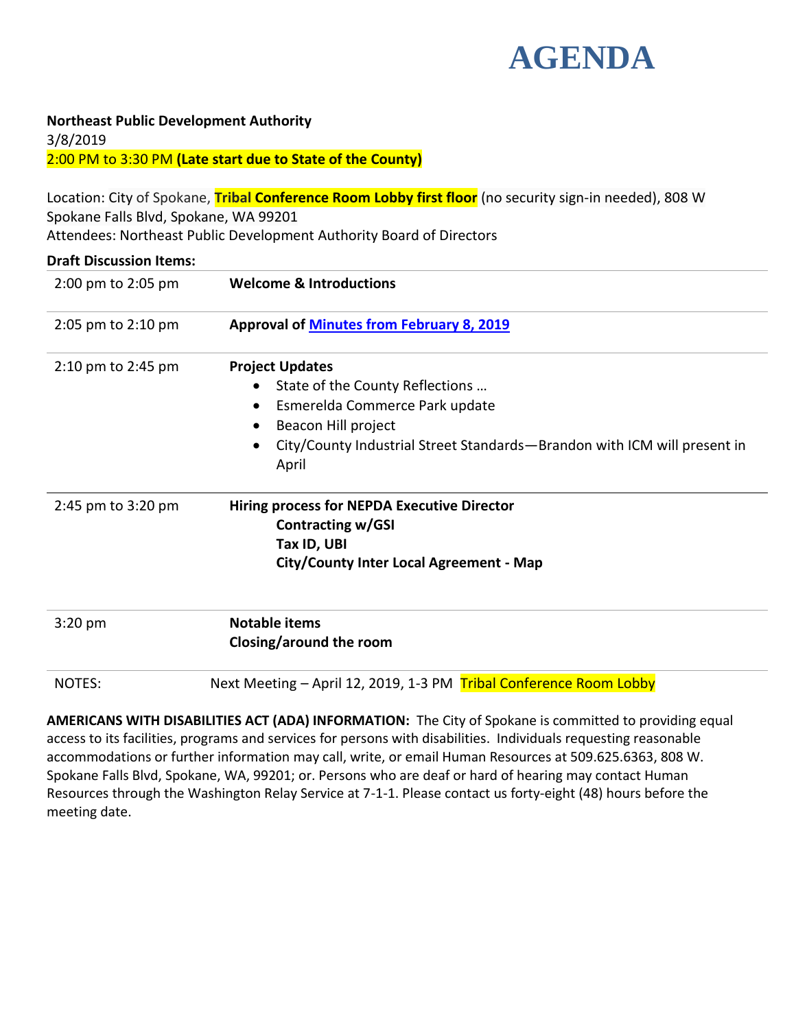# AGENDA

**Northeast Public Development Authority**
3/8/2019
2:00 PM to 3:30 PM **(Late start due to State of the County)**

Location: City of Spokane, **Tribal Conference Room Lobby first floor** (no security sign-in needed), 808 W Spokane Falls Blvd, Spokane, WA 99201
Attendees: Northeast Public Development Authority Board of Directors

**Draft Discussion Items:**

| | |
|---|---|
| 2:00 pm to 2:05 pm | **Welcome & Introductions** |
| 2:05 pm to 2:10 pm | **Approval of Minutes from February 8, 2019** |
| 2:10 pm to 2:45 pm | **Project Updates**<br>• State of the County Reflections …<br>• Esmerelda Commerce Park update<br>• Beacon Hill project<br>• City/County Industrial Street Standards—Brandon with ICM will present in April |
| 2:45 pm to 3:20 pm | **Hiring process for NEPDA Executive Director**<br>**Contracting w/GSI**<br>**Tax ID, UBI**<br>**City/County Inter Local Agreement - Map** |
| 3:20 pm | **Notable items**<br>**Closing/around the room** |
| NOTES: | Next Meeting – April 12, 2019, 1-3 PM Tribal Conference Room Lobby |

**AMERICANS WITH DISABILITIES ACT (ADA) INFORMATION:** The City of Spokane is committed to providing equal access to its facilities, programs and services for persons with disabilities. Individuals requesting reasonable accommodations or further information may call, write, or email Human Resources at 509.625.6363, 808 W. Spokane Falls Blvd, Spokane, WA, 99201; or. Persons who are deaf or hard of hearing may contact Human Resources through the Washington Relay Service at 7-1-1. Please contact us forty-eight (48) hours before the meeting date.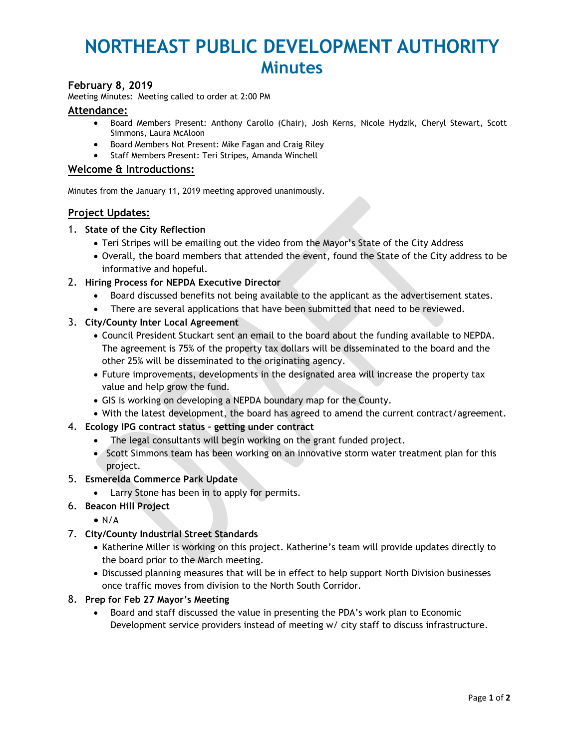# NORTHEAST PUBLIC DEVELOPMENT AUTHORITY
## Minutes

### February 8, 2019

Meeting Minutes: Meeting called to order at 2:00 PM

### Attendance:

- Board Members Present: Anthony Carollo (Chair), Josh Kerns, Nicole Hydzik, Cheryl Stewart, Scott Simmons, Laura McAloon
- Board Members Not Present: Mike Fagan and Craig Riley
- Staff Members Present: Teri Stripes, Amanda Winchell

### Welcome & Introductions:

Minutes from the January 11, 2019 meeting approved unanimously.

### Project Updates:

1. **State of the City Reflection**
   - Teri Stripes will be emailing out the video from the Mayor's State of the City Address
   - Overall, the board members that attended the event, found the State of the City address to be informative and hopeful.
2. **Hiring Process for NEPDA Executive Director**
   - Board discussed benefits not being available to the applicant as the advertisement states.
   - There are several applications that have been submitted that need to be reviewed.
3. **City/County Inter Local Agreement**
   - Council President Stuckart sent an email to the board about the funding available to NEPDA. The agreement is 75% of the property tax dollars will be disseminated to the board and the other 25% will be disseminated to the originating agency.
   - Future improvements, developments in the designated area will increase the property tax value and help grow the fund.
   - GIS is working on developing a NEPDA boundary map for the County.
   - With the latest development, the board has agreed to amend the current contract/agreement.
4. **Ecology IPG contract status – getting under contract**
   - The legal consultants will begin working on the grant funded project.
   - Scott Simmons team has been working on an innovative storm water treatment plan for this project.
5. **Esmerelda Commerce Park Update**
   - Larry Stone has been in to apply for permits.
6. **Beacon Hill Project**
   - N/A
7. **City/County Industrial Street Standards**
   - Katherine Miller is working on this project. Katherine's team will provide updates directly to the board prior to the March meeting.
   - Discussed planning measures that will be in effect to help support North Division businesses once traffic moves from division to the North South Corridor.
8. **Prep for Feb 27 Mayor's Meeting**
   - Board and staff discussed the value in presenting the PDA's work plan to Economic Development service providers instead of meeting w/ city staff to discuss infrastructure.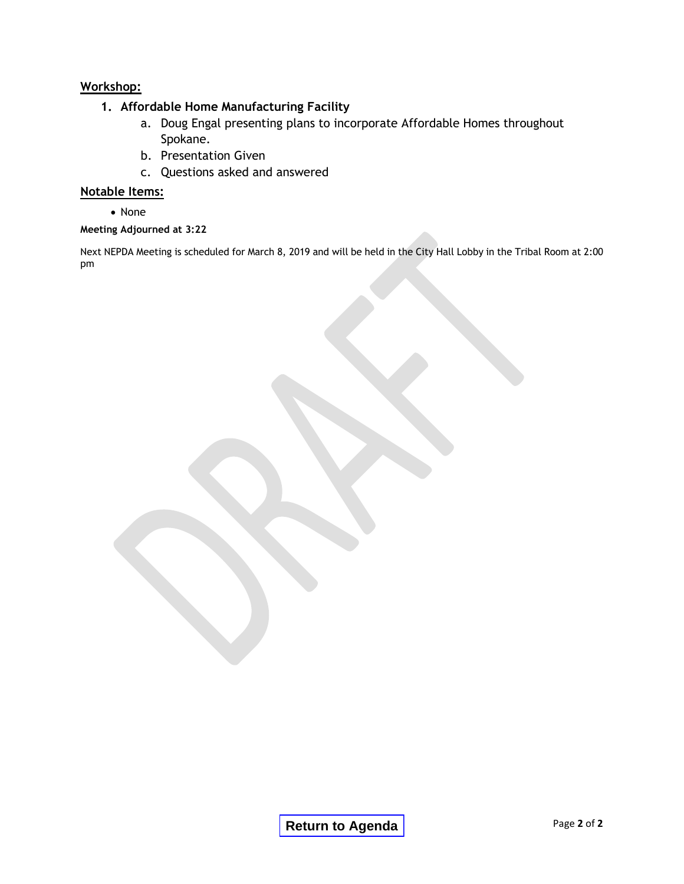**Workshop:**

1. **Affordable Home Manufacturing Facility**
    a. Doug Engal presenting plans to incorporate Affordable Homes throughout Spokane.
    b. Presentation Given
    c. Questions asked and answered

**Notable Items:**

- None

**Meeting Adjourned at 3:22**

Next NEPDA Meeting is scheduled for March 8, 2019 and will be held in the City Hall Lobby in the Tribal Room at 2:00 pm

Return to Agenda